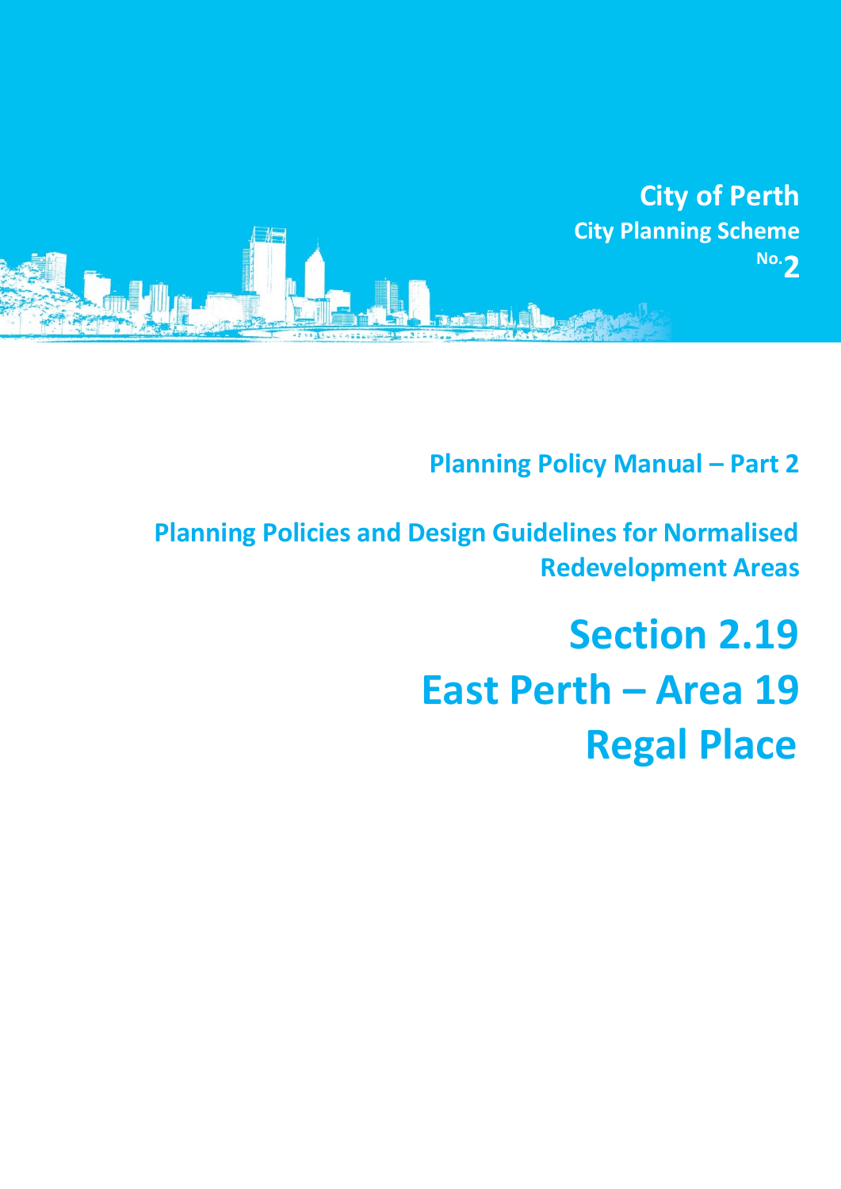City of Perth
City Planning Scheme No. 2

Planning Policy Manual – Part 2

Planning Policies and Design Guidelines for Normalised Redevelopment Areas

# Section 2.19
# East Perth – Area 19
# Regal Place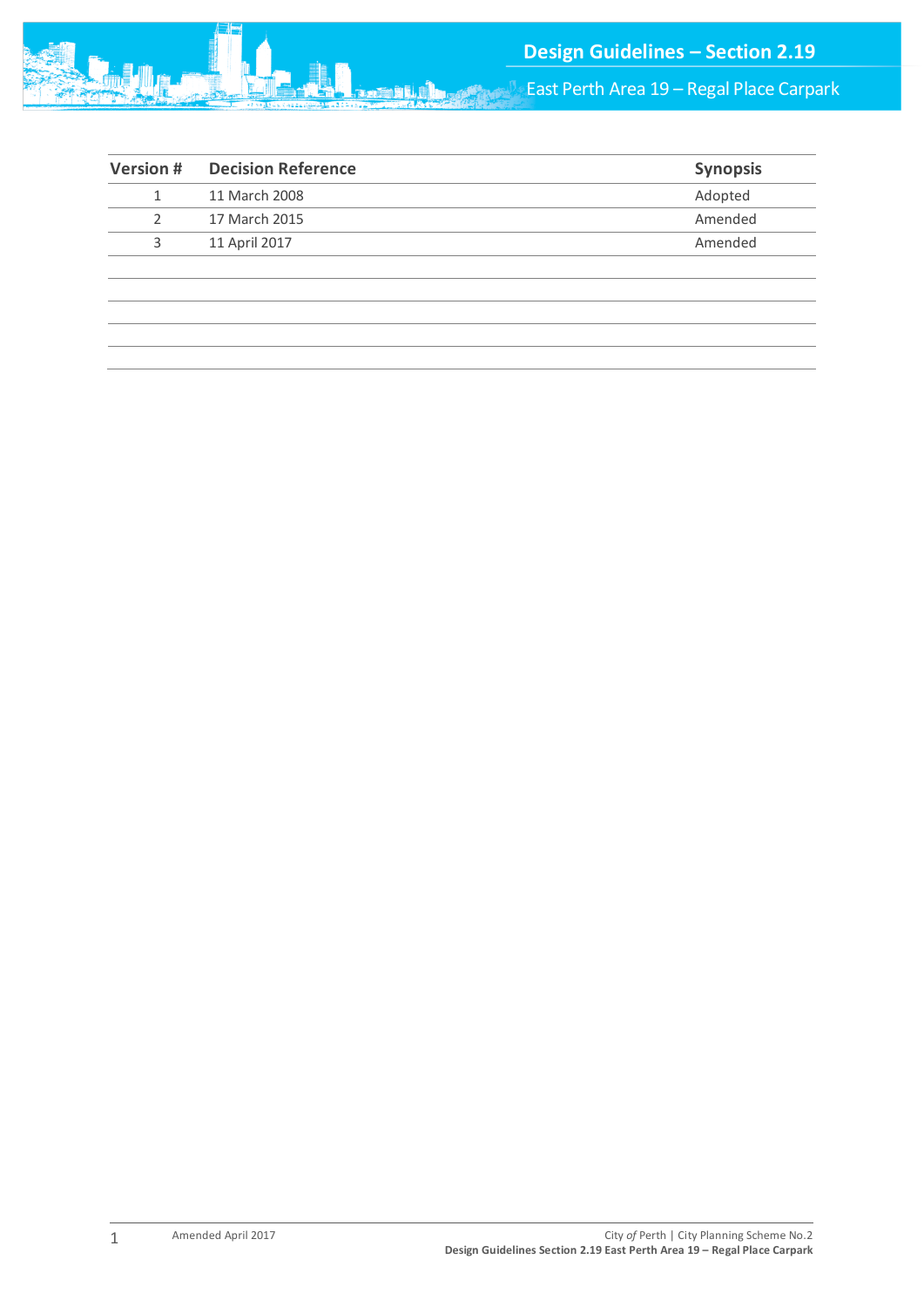| Version # | Decision Reference | Synopsis |
|---|---|---|
| 1 | 11 March 2008 | Adopted |
| 2 | 17 March 2015 | Amended |
| 3 | 11 April 2017 | Amended |
| | | |
| | | |
| | | |
| | | |
| | | |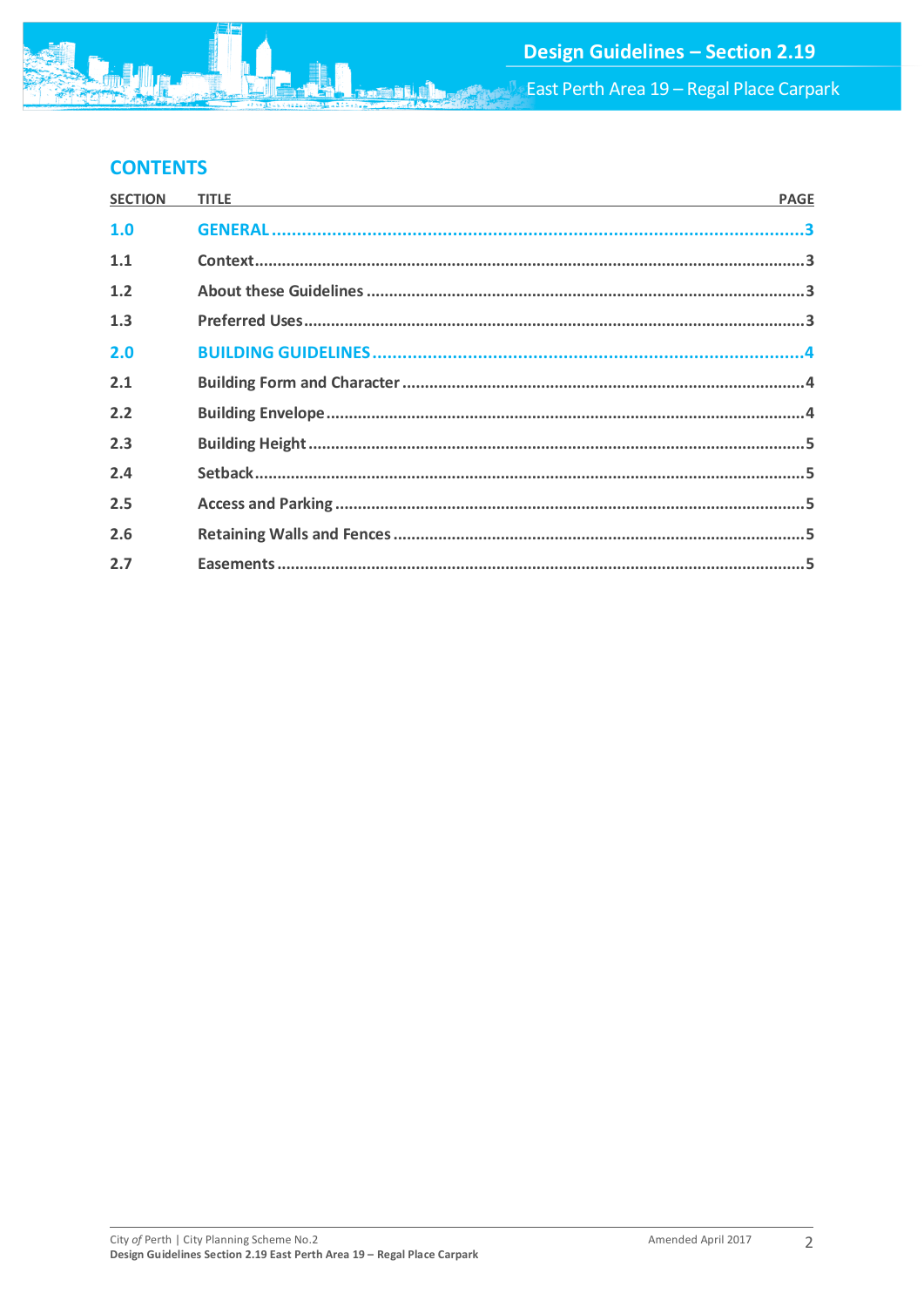# CONTENTS

| SECTION | TITLE | PAGE |
|---|---|---|
| **1.0** | **GENERAL** | **3** |
| 1.1 | Context | 3 |
| 1.2 | About these Guidelines | 3 |
| 1.3 | Preferred Uses | 3 |
| **2.0** | **BUILDING GUIDELINES** | **4** |
| 2.1 | Building Form and Character | 4 |
| 2.2 | Building Envelope | 4 |
| 2.3 | Building Height | 5 |
| 2.4 | Setback | 5 |
| 2.5 | Access and Parking | 5 |
| 2.6 | Retaining Walls and Fences | 5 |
| 2.7 | Easements | 5 |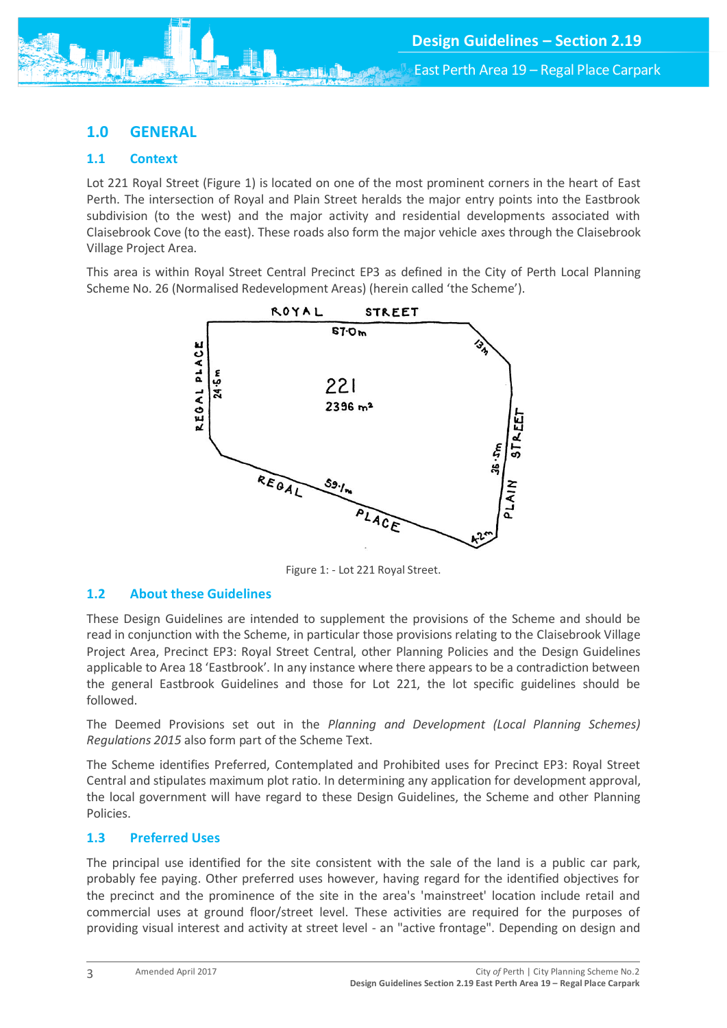## 1.0 GENERAL

### 1.1 Context

Lot 221 Royal Street (Figure 1) is located on one of the most prominent corners in the heart of East Perth. The intersection of Royal and Plain Street heralds the major entry points into the Eastbrook subdivision (to the west) and the major activity and residential developments associated with Claisebrook Cove (to the east). These roads also form the major vehicle axes through the Claisebrook Village Project Area.

This area is within Royal Street Central Precinct EP3 as defined in the City of Perth Local Planning Scheme No. 26 (Normalised Redevelopment Areas) (herein called 'the Scheme').

Figure 1: - Lot 221 Royal Street.

### 1.2 About these Guidelines

These Design Guidelines are intended to supplement the provisions of the Scheme and should be read in conjunction with the Scheme, in particular those provisions relating to the Claisebrook Village Project Area, Precinct EP3: Royal Street Central, other Planning Policies and the Design Guidelines applicable to Area 18 'Eastbrook'. In any instance where there appears to be a contradiction between the general Eastbrook Guidelines and those for Lot 221, the lot specific guidelines should be followed.

The Deemed Provisions set out in the *Planning and Development (Local Planning Schemes) Regulations 2015* also form part of the Scheme Text.

The Scheme identifies Preferred, Contemplated and Prohibited uses for Precinct EP3: Royal Street Central and stipulates maximum plot ratio. In determining any application for development approval, the local government will have regard to these Design Guidelines, the Scheme and other Planning Policies.

### 1.3 Preferred Uses

The principal use identified for the site consistent with the sale of the land is a public car park, probably fee paying. Other preferred uses however, having regard for the identified objectives for the precinct and the prominence of the site in the area's 'mainstreet' location include retail and commercial uses at ground floor/street level. These activities are required for the purposes of providing visual interest and activity at street level - an "active frontage". Depending on design and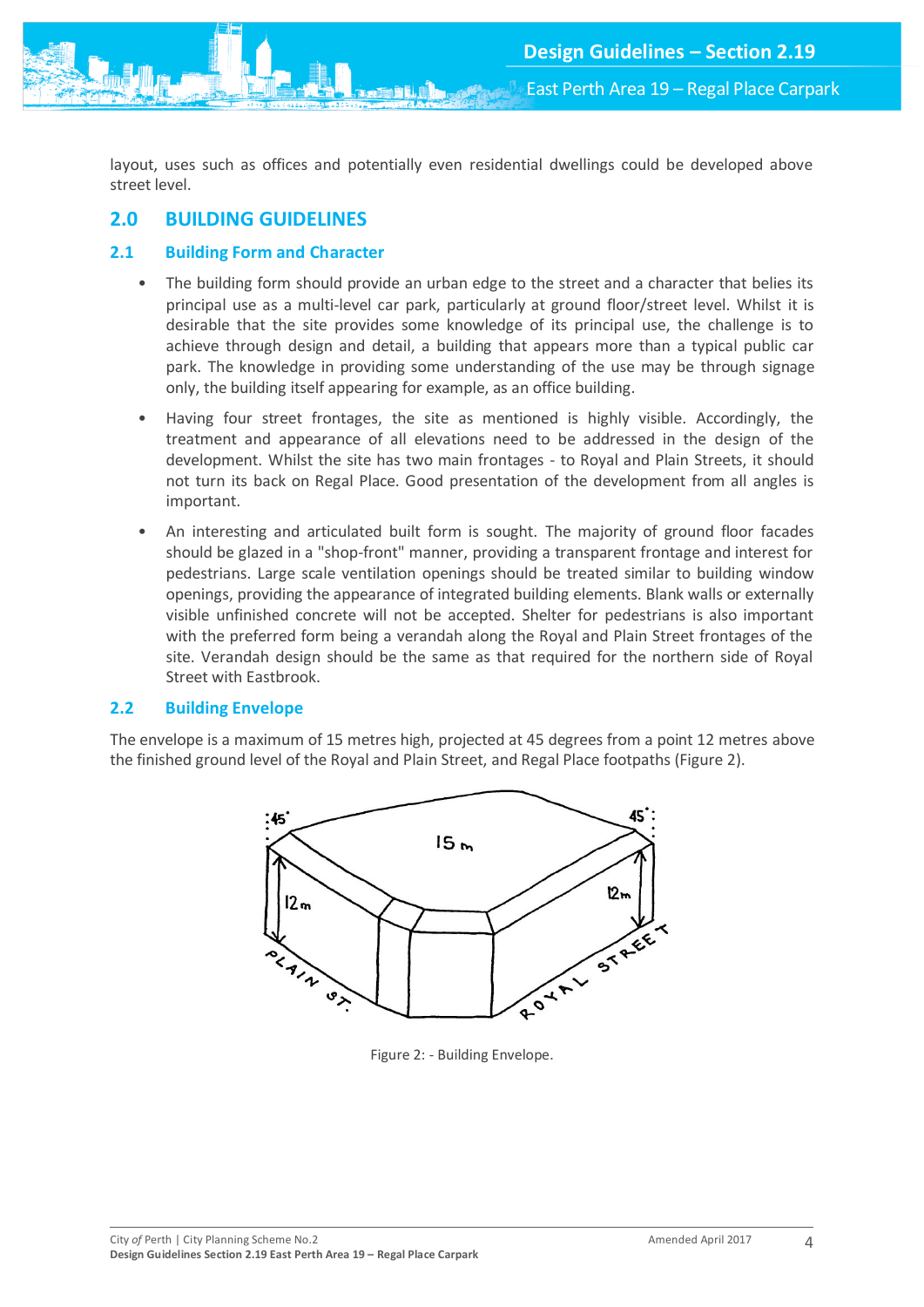layout, uses such as offices and potentially even residential dwellings could be developed above street level.

## 2.0 BUILDING GUIDELINES

### 2.1 Building Form and Character

- The building form should provide an urban edge to the street and a character that belies its principal use as a multi-level car park, particularly at ground floor/street level. Whilst it is desirable that the site provides some knowledge of its principal use, the challenge is to achieve through design and detail, a building that appears more than a typical public car park. The knowledge in providing some understanding of the use may be through signage only, the building itself appearing for example, as an office building.
- Having four street frontages, the site as mentioned is highly visible. Accordingly, the treatment and appearance of all elevations need to be addressed in the design of the development. Whilst the site has two main frontages - to Royal and Plain Streets, it should not turn its back on Regal Place. Good presentation of the development from all angles is important.
- An interesting and articulated built form is sought. The majority of ground floor facades should be glazed in a "shop-front" manner, providing a transparent frontage and interest for pedestrians. Large scale ventilation openings should be treated similar to building window openings, providing the appearance of integrated building elements. Blank walls or externally visible unfinished concrete will not be accepted. Shelter for pedestrians is also important with the preferred form being a verandah along the Royal and Plain Street frontages of the site. Verandah design should be the same as that required for the northern side of Royal Street with Eastbrook.

### 2.2 Building Envelope

The envelope is a maximum of 15 metres high, projected at 45 degrees from a point 12 metres above the finished ground level of the Royal and Plain Street, and Regal Place footpaths (Figure 2).

Figure 2: - Building Envelope.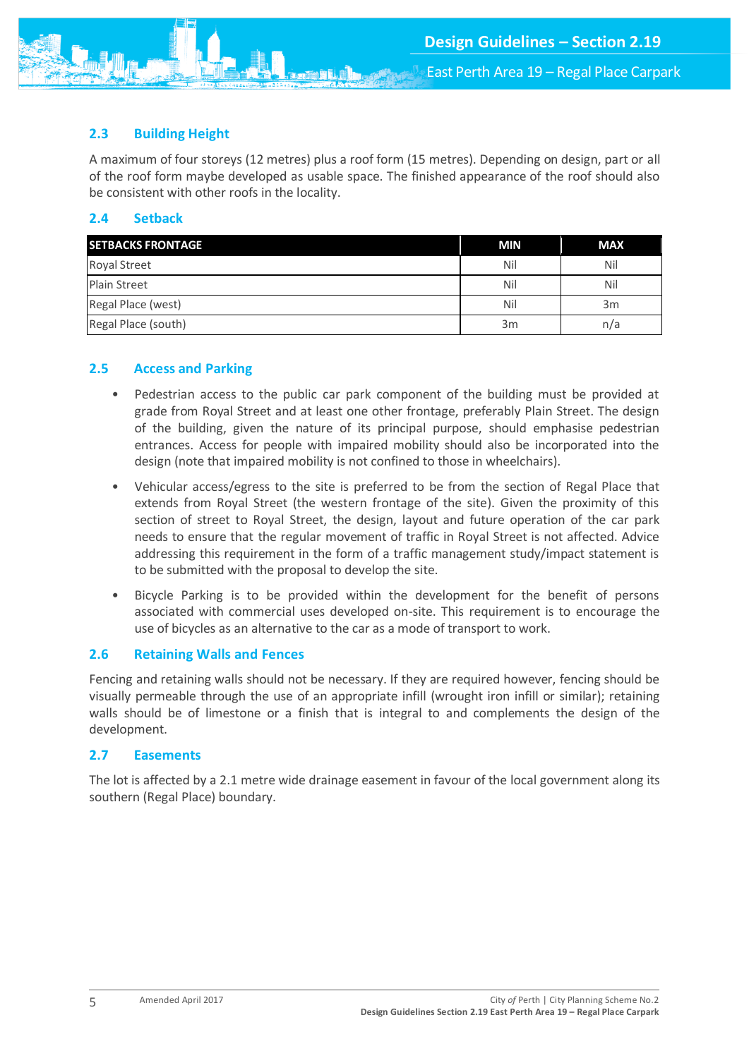## 2.3 Building Height

A maximum of four storeys (12 metres) plus a roof form (15 metres). Depending on design, part or all of the roof form maybe developed as usable space. The finished appearance of the roof should also be consistent with other roofs in the locality.

## 2.4 Setback

| SETBACKS FRONTAGE | MIN | MAX |
|---|---|---|
| Royal Street | Nil | Nil |
| Plain Street | Nil | Nil |
| Regal Place (west) | Nil | 3m |
| Regal Place (south) | 3m | n/a |

## 2.5 Access and Parking

- Pedestrian access to the public car park component of the building must be provided at grade from Royal Street and at least one other frontage, preferably Plain Street. The design of the building, given the nature of its principal purpose, should emphasise pedestrian entrances. Access for people with impaired mobility should also be incorporated into the design (note that impaired mobility is not confined to those in wheelchairs).
- Vehicular access/egress to the site is preferred to be from the section of Regal Place that extends from Royal Street (the western frontage of the site). Given the proximity of this section of street to Royal Street, the design, layout and future operation of the car park needs to ensure that the regular movement of traffic in Royal Street is not affected. Advice addressing this requirement in the form of a traffic management study/impact statement is to be submitted with the proposal to develop the site.
- Bicycle Parking is to be provided within the development for the benefit of persons associated with commercial uses developed on-site. This requirement is to encourage the use of bicycles as an alternative to the car as a mode of transport to work.

## 2.6 Retaining Walls and Fences

Fencing and retaining walls should not be necessary. If they are required however, fencing should be visually permeable through the use of an appropriate infill (wrought iron infill or similar); retaining walls should be of limestone or a finish that is integral to and complements the design of the development.

## 2.7 Easements

The lot is affected by a 2.1 metre wide drainage easement in favour of the local government along its southern (Regal Place) boundary.